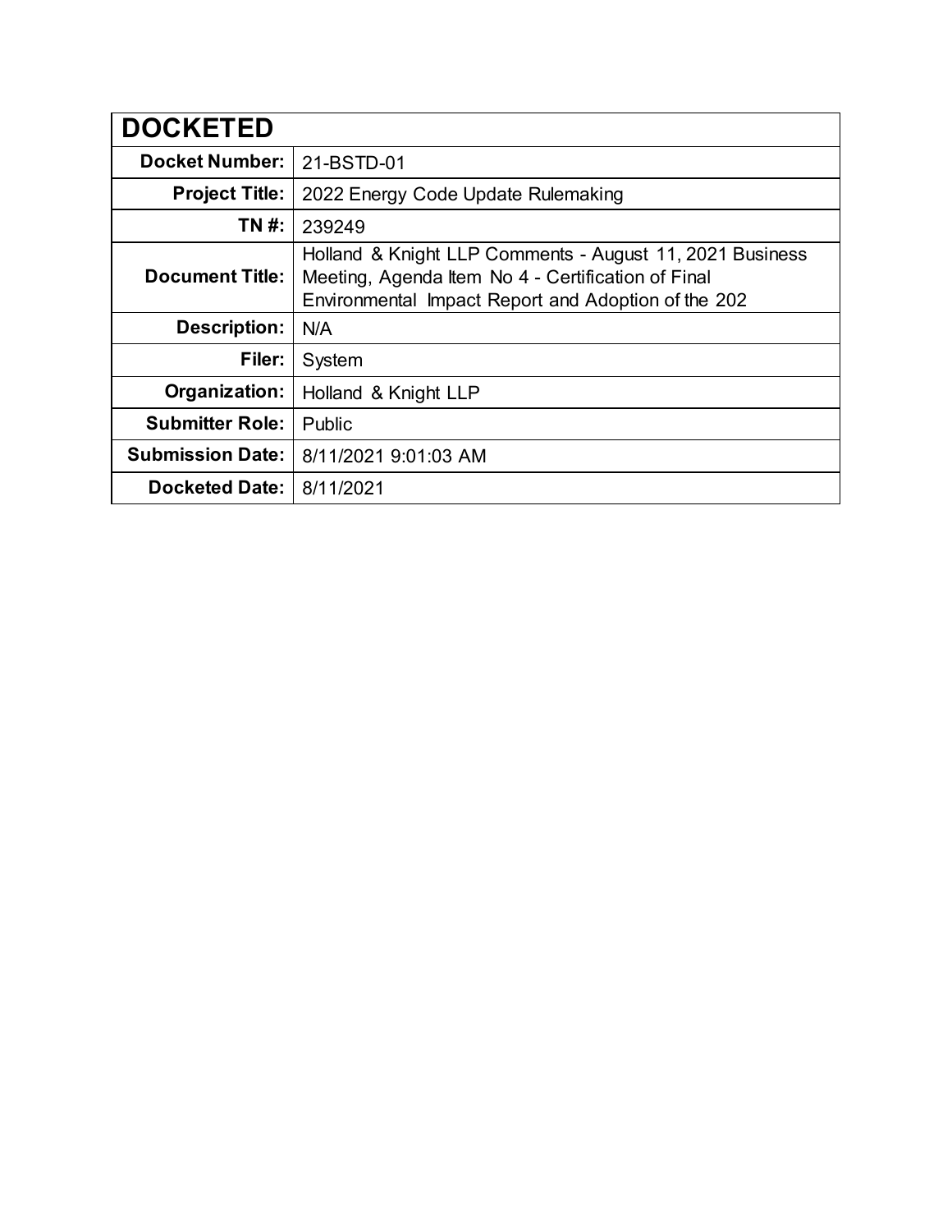| DOCKETED | |
|---|---|
| **Docket Number:** | 21-BSTD-01 |
| **Project Title:** | 2022 Energy Code Update Rulemaking |
| **TN #:** | 239249 |
| **Document Title:** | Holland & Knight LLP Comments - August 11, 2021 Business Meeting, Agenda Item No 4 - Certification of Final Environmental Impact Report and Adoption of the 202 |
| **Description:** | N/A |
| **Filer:** | System |
| **Organization:** | Holland & Knight LLP |
| **Submitter Role:** | Public |
| **Submission Date:** | 8/11/2021 9:01:03 AM |
| **Docketed Date:** | 8/11/2021 |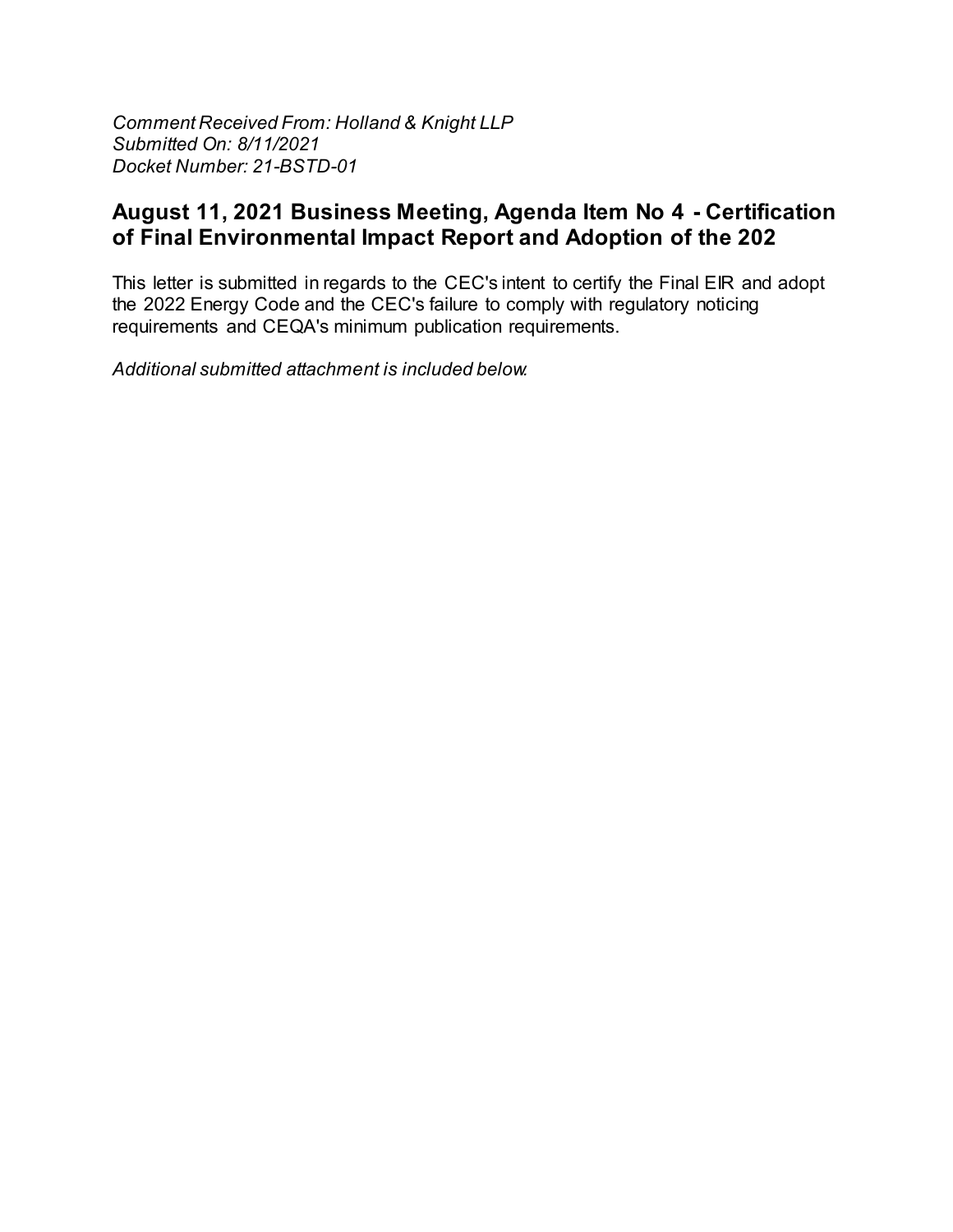*Comment Received From: Holland & Knight LLP*
*Submitted On: 8/11/2021*
*Docket Number: 21-BSTD-01*

## August 11, 2021 Business Meeting, Agenda Item No 4 - Certification of Final Environmental Impact Report and Adoption of the 202

This letter is submitted in regards to the CEC's intent to certify the Final EIR and adopt the 2022 Energy Code and the CEC's failure to comply with regulatory noticing requirements and CEQA's minimum publication requirements.

*Additional submitted attachment is included below.*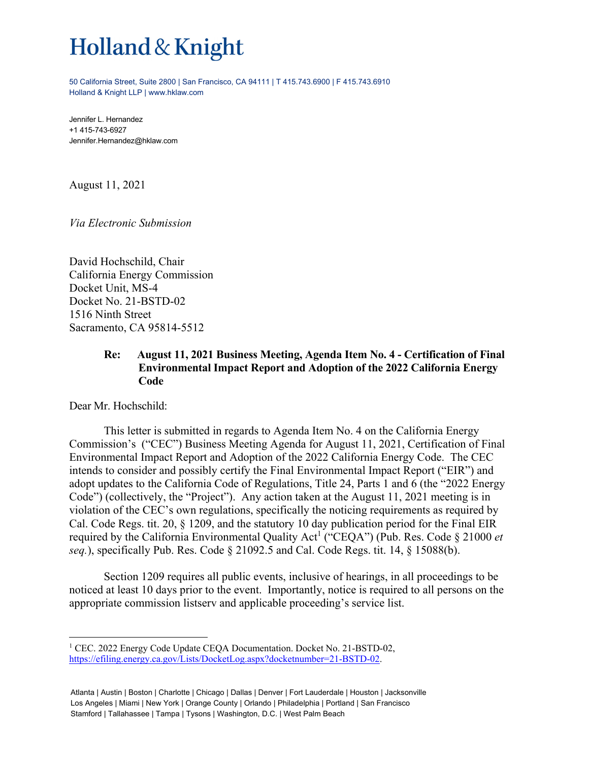# Holland & Knight

50 California Street, Suite 2800 | San Francisco, CA 94111 | T 415.743.6900 | F 415.743.6910
Holland & Knight LLP | www.hklaw.com

Jennifer L. Hernandez
+1 415-743-6927
Jennifer.Hernandez@hklaw.com

August 11, 2021

*Via Electronic Submission*

David Hochschild, Chair
California Energy Commission
Docket Unit, MS-4
Docket No. 21-BSTD-02
1516 Ninth Street
Sacramento, CA 95814-5512

**Re: August 11, 2021 Business Meeting, Agenda Item No. 4 - Certification of Final Environmental Impact Report and Adoption of the 2022 California Energy Code**

Dear Mr. Hochschild:

This letter is submitted in regards to Agenda Item No. 4 on the California Energy Commission's ("CEC") Business Meeting Agenda for August 11, 2021, Certification of Final Environmental Impact Report and Adoption of the 2022 California Energy Code. The CEC intends to consider and possibly certify the Final Environmental Impact Report ("EIR") and adopt updates to the California Code of Regulations, Title 24, Parts 1 and 6 (the "2022 Energy Code") (collectively, the "Project"). Any action taken at the August 11, 2021 meeting is in violation of the CEC's own regulations, specifically the noticing requirements as required by Cal. Code Regs. tit. 20, § 1209, and the statutory 10 day publication period for the Final EIR required by the California Environmental Quality Act[1] ("CEQA") (Pub. Res. Code § 21000 *et seq.*), specifically Pub. Res. Code § 21092.5 and Cal. Code Regs. tit. 14, § 15088(b).

Section 1209 requires all public events, inclusive of hearings, in all proceedings to be noticed at least 10 days prior to the event. Importantly, notice is required to all persons on the appropriate commission listserv and applicable proceeding's service list.

[1] CEC. 2022 Energy Code Update CEQA Documentation. Docket No. 21-BSTD-02, https://efiling.energy.ca.gov/Lists/DocketLog.aspx?docketnumber=21-BSTD-02.

Atlanta | Austin | Boston | Charlotte | Chicago | Dallas | Denver | Fort Lauderdale | Houston | Jacksonville
Los Angeles | Miami | New York | Orange County | Orlando | Philadelphia | Portland | San Francisco
Stamford | Tallahassee | Tampa | Tysons | Washington, D.C. | West Palm Beach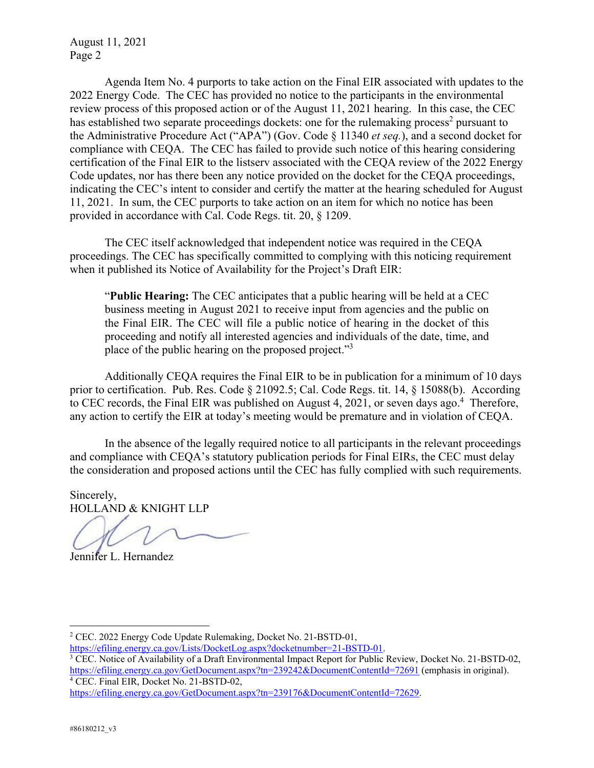Agenda Item No. 4 purports to take action on the Final EIR associated with updates to the 2022 Energy Code. The CEC has provided no notice to the participants in the environmental review process of this proposed action or of the August 11, 2021 hearing. In this case, the CEC has established two separate proceedings dockets: one for the rulemaking process[2] pursuant to the Administrative Procedure Act ("APA") (Gov. Code § 11340 *et seq.*), and a second docket for compliance with CEQA. The CEC has failed to provide such notice of this hearing considering certification of the Final EIR to the listserv associated with the CEQA review of the 2022 Energy Code updates, nor has there been any notice provided on the docket for the CEQA proceedings, indicating the CEC's intent to consider and certify the matter at the hearing scheduled for August 11, 2021. In sum, the CEC purports to take action on an item for which no notice has been provided in accordance with Cal. Code Regs. tit. 20, § 1209.

The CEC itself acknowledged that independent notice was required in the CEQA proceedings. The CEC has specifically committed to complying with this noticing requirement when it published its Notice of Availability for the Project's Draft EIR:

> "**Public Hearing:** The CEC anticipates that a public hearing will be held at a CEC business meeting in August 2021 to receive input from agencies and the public on the Final EIR. The CEC will file a public notice of hearing in the docket of this proceeding and notify all interested agencies and individuals of the date, time, and place of the public hearing on the proposed project."[3]

Additionally CEQA requires the Final EIR to be in publication for a minimum of 10 days prior to certification. Pub. Res. Code § 21092.5; Cal. Code Regs. tit. 14, § 15088(b). According to CEC records, the Final EIR was published on August 4, 2021, or seven days ago.[4] Therefore, any action to certify the EIR at today's meeting would be premature and in violation of CEQA.

In the absence of the legally required notice to all participants in the relevant proceedings and compliance with CEQA's statutory publication periods for Final EIRs, the CEC must delay the consideration and proposed actions until the CEC has fully complied with such requirements.

Sincerely,
HOLLAND & KNIGHT LLP

Jennifer L. Hernandez

---

[2] CEC. 2022 Energy Code Update Rulemaking, Docket No. 21-BSTD-01, https://efiling.energy.ca.gov/Lists/DocketLog.aspx?docketnumber=21-BSTD-01.

[3] CEC. Notice of Availability of a Draft Environmental Impact Report for Public Review, Docket No. 21-BSTD-02, https://efiling.energy.ca.gov/GetDocument.aspx?tn=239242&DocumentContentId=72691 (emphasis in original).

[4] CEC. Final EIR, Docket No. 21-BSTD-02, https://efiling.energy.ca.gov/GetDocument.aspx?tn=239176&DocumentContentId=72629.

#86180212_v3